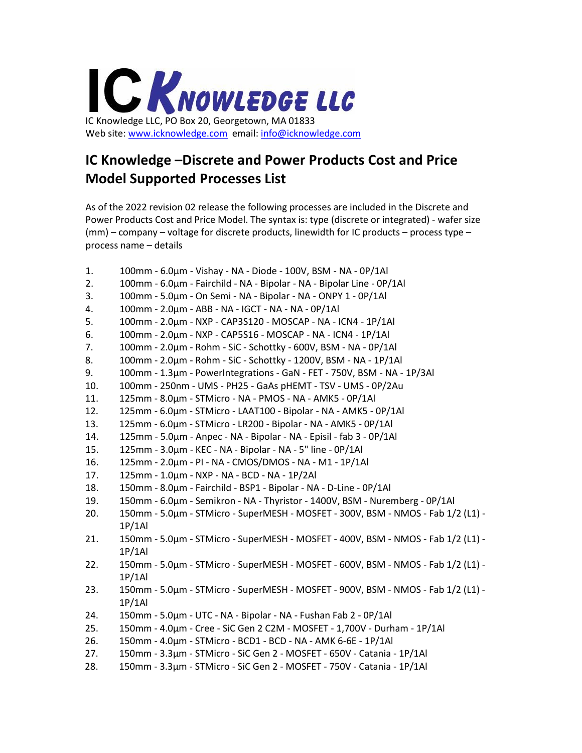# IC Knowledge LLC

IC Knowledge LLC, PO Box 20, Georgetown, MA 01833
Web site: www.icknowledge.com email: info@icknowledge.com

## IC Knowledge –Discrete and Power Products Cost and Price Model Supported Processes List

As of the 2022 revision 02 release the following processes are included in the Discrete and Power Products Cost and Price Model. The syntax is: type (discrete or integrated) - wafer size (mm) – company – voltage for discrete products, linewidth for IC products – process type – process name – details

1. 100mm - 6.0µm - Vishay - NA - Diode - 100V, BSM - NA - 0P/1Al
2. 100mm - 6.0µm - Fairchild - NA - Bipolar - NA - Bipolar Line - 0P/1Al
3. 100mm - 5.0µm - On Semi - NA - Bipolar - NA - ONPY 1 - 0P/1Al
4. 100mm - 2.0µm - ABB - NA - IGCT - NA - NA - 0P/1Al
5. 100mm - 2.0µm - NXP - CAP3S120 - MOSCAP - NA - ICN4 - 1P/1Al
6. 100mm - 2.0µm - NXP - CAP5S16 - MOSCAP - NA - ICN4 - 1P/1Al
7. 100mm - 2.0µm - Rohm - SiC - Schottky - 600V, BSM - NA - 0P/1Al
8. 100mm - 2.0µm - Rohm - SiC - Schottky - 1200V, BSM - NA - 1P/1Al
9. 100mm - 1.3µm - PowerIntegrations - GaN - FET - 750V, BSM - NA - 1P/3Al
10. 100mm - 250nm - UMS - PH25 - GaAs pHEMT - TSV - UMS - 0P/2Au
11. 125mm - 8.0µm - STMicro - NA - PMOS - NA - AMK5 - 0P/1Al
12. 125mm - 6.0µm - STMicro - LAAT100 - Bipolar - NA - AMK5 - 0P/1Al
13. 125mm - 6.0µm - STMicro - LR200 - Bipolar - NA - AMK5 - 0P/1Al
14. 125mm - 5.0µm - Anpec - NA - Bipolar - NA - Episil - fab 3 - 0P/1Al
15. 125mm - 3.0µm - KEC - NA - Bipolar - NA - 5" line - 0P/1Al
16. 125mm - 2.0µm - PI - NA - CMOS/DMOS - NA - M1 - 1P/1Al
17. 125mm - 1.0µm - NXP - NA - BCD - NA - 1P/2Al
18. 150mm - 8.0µm - Fairchild - BSP1 - Bipolar - NA - D-Line - 0P/1Al
19. 150mm - 6.0µm - Semikron - NA - Thyristor - 1400V, BSM - Nuremberg - 0P/1Al
20. 150mm - 5.0µm - STMicro - SuperMESH - MOSFET - 300V, BSM - NMOS - Fab 1/2 (L1) - 1P/1Al
21. 150mm - 5.0µm - STMicro - SuperMESH - MOSFET - 400V, BSM - NMOS - Fab 1/2 (L1) - 1P/1Al
22. 150mm - 5.0µm - STMicro - SuperMESH - MOSFET - 600V, BSM - NMOS - Fab 1/2 (L1) - 1P/1Al
23. 150mm - 5.0µm - STMicro - SuperMESH - MOSFET - 900V, BSM - NMOS - Fab 1/2 (L1) - 1P/1Al
24. 150mm - 5.0µm - UTC - NA - Bipolar - NA - Fushan Fab 2 - 0P/1Al
25. 150mm - 4.0µm - Cree - SiC Gen 2 C2M - MOSFET - 1,700V - Durham - 1P/1Al
26. 150mm - 4.0µm - STMicro - BCD1 - BCD - NA - AMK 6-6E - 1P/1Al
27. 150mm - 3.3µm - STMicro - SiC Gen 2 - MOSFET - 650V - Catania - 1P/1Al
28. 150mm - 3.3µm - STMicro - SiC Gen 2 - MOSFET - 750V - Catania - 1P/1Al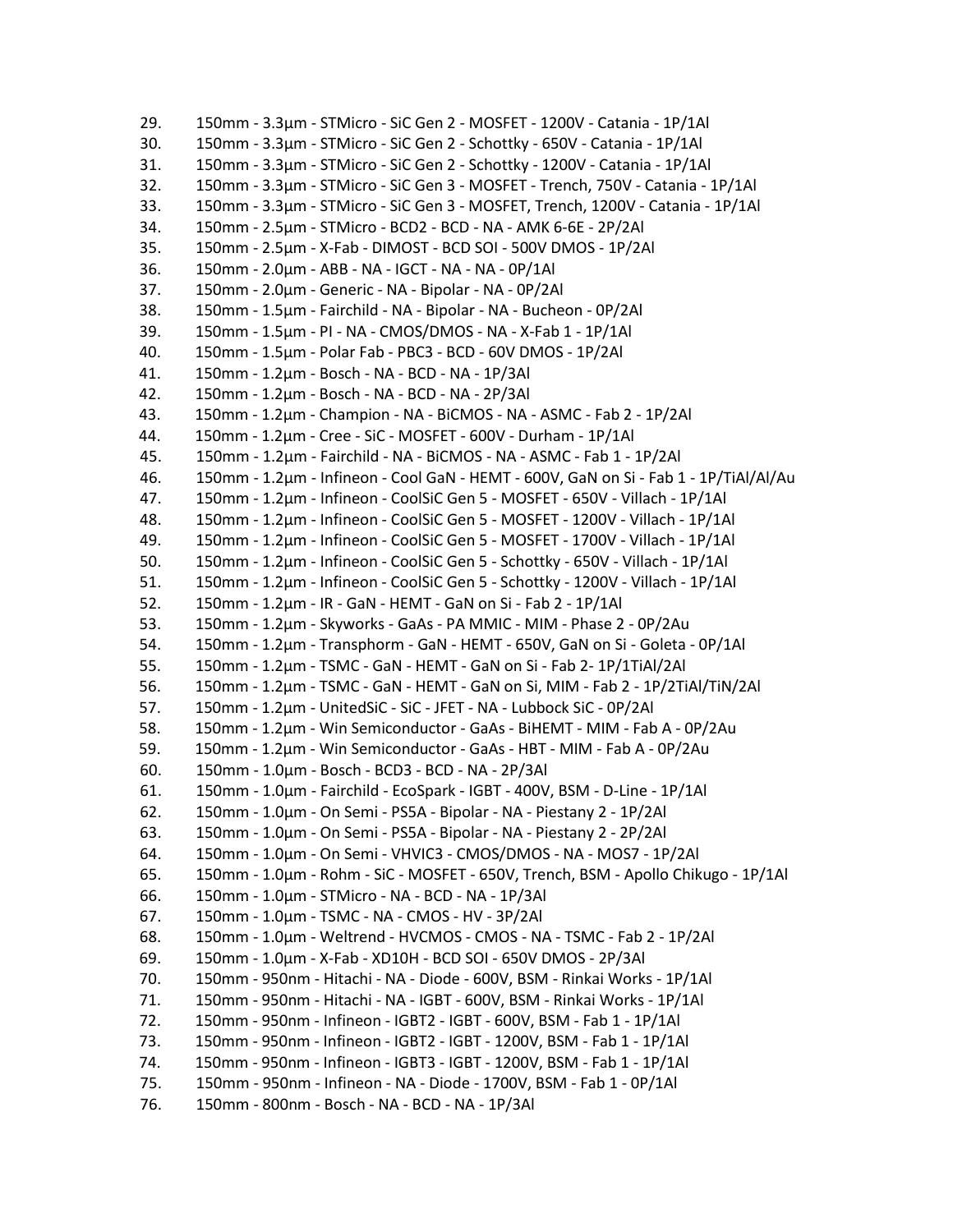29. 150mm - 3.3µm - STMicro - SiC Gen 2 - MOSFET - 1200V - Catania - 1P/1Al
30. 150mm - 3.3µm - STMicro - SiC Gen 2 - Schottky - 650V - Catania - 1P/1Al
31. 150mm - 3.3µm - STMicro - SiC Gen 2 - Schottky - 1200V - Catania - 1P/1Al
32. 150mm - 3.3µm - STMicro - SiC Gen 3 - MOSFET - Trench, 750V - Catania - 1P/1Al
33. 150mm - 3.3µm - STMicro - SiC Gen 3 - MOSFET, Trench, 1200V - Catania - 1P/1Al
34. 150mm - 2.5µm - STMicro - BCD2 - BCD - NA - AMK 6-6E - 2P/2Al
35. 150mm - 2.5µm - X-Fab - DIMOST - BCD SOI - 500V DMOS - 1P/2Al
36. 150mm - 2.0µm - ABB - NA - IGCT - NA - NA - 0P/1Al
37. 150mm - 2.0µm - Generic - NA - Bipolar - NA - 0P/2Al
38. 150mm - 1.5µm - Fairchild - NA - Bipolar - NA - Bucheon - 0P/2Al
39. 150mm - 1.5µm - PI - NA - CMOS/DMOS - NA - X-Fab 1 - 1P/1Al
40. 150mm - 1.5µm - Polar Fab - PBC3 - BCD - 60V DMOS - 1P/2Al
41. 150mm - 1.2µm - Bosch - NA - BCD - NA - 1P/3Al
42. 150mm - 1.2µm - Bosch - NA - BCD - NA - 2P/3Al
43. 150mm - 1.2µm - Champion - NA - BiCMOS - NA - ASMC - Fab 2 - 1P/2Al
44. 150mm - 1.2µm - Cree - SiC - MOSFET - 600V - Durham - 1P/1Al
45. 150mm - 1.2µm - Fairchild - NA - BiCMOS - NA - ASMC - Fab 1 - 1P/2Al
46. 150mm - 1.2µm - Infineon - Cool GaN - HEMT - 600V, GaN on Si - Fab 1 - 1P/TiAl/Al/Au
47. 150mm - 1.2µm - Infineon - CoolSiC Gen 5 - MOSFET - 650V - Villach - 1P/1Al
48. 150mm - 1.2µm - Infineon - CoolSiC Gen 5 - MOSFET - 1200V - Villach - 1P/1Al
49. 150mm - 1.2µm - Infineon - CoolSiC Gen 5 - MOSFET - 1700V - Villach - 1P/1Al
50. 150mm - 1.2µm - Infineon - CoolSiC Gen 5 - Schottky - 650V - Villach - 1P/1Al
51. 150mm - 1.2µm - Infineon - CoolSiC Gen 5 - Schottky - 1200V - Villach - 1P/1Al
52. 150mm - 1.2µm - IR - GaN - HEMT - GaN on Si - Fab 2 - 1P/1Al
53. 150mm - 1.2µm - Skyworks - GaAs - PA MMIC - MIM - Phase 2 - 0P/2Au
54. 150mm - 1.2µm - Transphorm - GaN - HEMT - 650V, GaN on Si - Goleta - 0P/1Al
55. 150mm - 1.2µm - TSMC - GaN - HEMT - GaN on Si - Fab 2- 1P/1TiAl/2Al
56. 150mm - 1.2µm - TSMC - GaN - HEMT - GaN on Si, MIM - Fab 2 - 1P/2TiAl/TiN/2Al
57. 150mm - 1.2µm - UnitedSiC - SiC - JFET - NA - Lubbock SiC - 0P/2Al
58. 150mm - 1.2µm - Win Semiconductor - GaAs - BiHEMT - MIM - Fab A - 0P/2Au
59. 150mm - 1.2µm - Win Semiconductor - GaAs - HBT - MIM - Fab A - 0P/2Au
60. 150mm - 1.0µm - Bosch - BCD3 - BCD - NA - 2P/3Al
61. 150mm - 1.0µm - Fairchild - EcoSpark - IGBT - 400V, BSM - D-Line - 1P/1Al
62. 150mm - 1.0µm - On Semi - PS5A - Bipolar - NA - Piestany 2 - 1P/2Al
63. 150mm - 1.0µm - On Semi - PS5A - Bipolar - NA - Piestany 2 - 2P/2Al
64. 150mm - 1.0µm - On Semi - VHVIC3 - CMOS/DMOS - NA - MOS7 - 1P/2Al
65. 150mm - 1.0µm - Rohm - SiC - MOSFET - 650V, Trench, BSM - Apollo Chikugo - 1P/1Al
66. 150mm - 1.0µm - STMicro - NA - BCD - NA - 1P/3Al
67. 150mm - 1.0µm - TSMC - NA - CMOS - HV - 3P/2Al
68. 150mm - 1.0µm - Weltrend - HVCMOS - CMOS - NA - TSMC - Fab 2 - 1P/2Al
69. 150mm - 1.0µm - X-Fab - XD10H - BCD SOI - 650V DMOS - 2P/3Al
70. 150mm - 950nm - Hitachi - NA - Diode - 600V, BSM - Rinkai Works - 1P/1Al
71. 150mm - 950nm - Hitachi - NA - IGBT - 600V, BSM - Rinkai Works - 1P/1Al
72. 150mm - 950nm - Infineon - IGBT2 - IGBT - 600V, BSM - Fab 1 - 1P/1Al
73. 150mm - 950nm - Infineon - IGBT2 - IGBT - 1200V, BSM - Fab 1 - 1P/1Al
74. 150mm - 950nm - Infineon - IGBT3 - IGBT - 1200V, BSM - Fab 1 - 1P/1Al
75. 150mm - 950nm - Infineon - NA - Diode - 1700V, BSM - Fab 1 - 0P/1Al
76. 150mm - 800nm - Bosch - NA - BCD - NA - 1P/3Al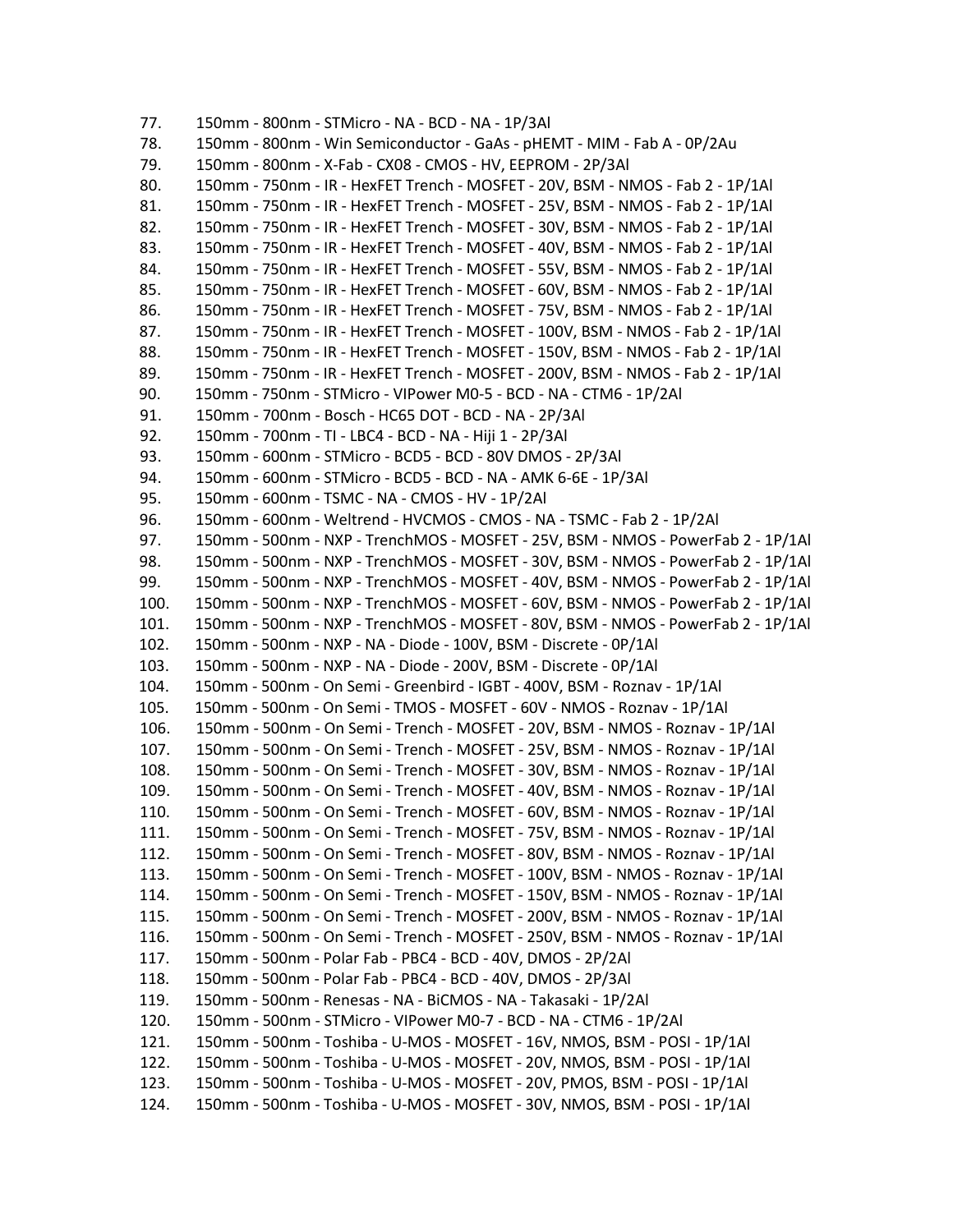77. 150mm - 800nm - STMicro - NA - BCD - NA - 1P/3Al
78. 150mm - 800nm - Win Semiconductor - GaAs - pHEMT - MIM - Fab A - 0P/2Au
79. 150mm - 800nm - X-Fab - CX08 - CMOS - HV, EEPROM - 2P/3Al
80. 150mm - 750nm - IR - HexFET Trench - MOSFET - 20V, BSM - NMOS - Fab 2 - 1P/1Al
81. 150mm - 750nm - IR - HexFET Trench - MOSFET - 25V, BSM - NMOS - Fab 2 - 1P/1Al
82. 150mm - 750nm - IR - HexFET Trench - MOSFET - 30V, BSM - NMOS - Fab 2 - 1P/1Al
83. 150mm - 750nm - IR - HexFET Trench - MOSFET - 40V, BSM - NMOS - Fab 2 - 1P/1Al
84. 150mm - 750nm - IR - HexFET Trench - MOSFET - 55V, BSM - NMOS - Fab 2 - 1P/1Al
85. 150mm - 750nm - IR - HexFET Trench - MOSFET - 60V, BSM - NMOS - Fab 2 - 1P/1Al
86. 150mm - 750nm - IR - HexFET Trench - MOSFET - 75V, BSM - NMOS - Fab 2 - 1P/1Al
87. 150mm - 750nm - IR - HexFET Trench - MOSFET - 100V, BSM - NMOS - Fab 2 - 1P/1Al
88. 150mm - 750nm - IR - HexFET Trench - MOSFET - 150V, BSM - NMOS - Fab 2 - 1P/1Al
89. 150mm - 750nm - IR - HexFET Trench - MOSFET - 200V, BSM - NMOS - Fab 2 - 1P/1Al
90. 150mm - 750nm - STMicro - VIPower M0-5 - BCD - NA - CTM6 - 1P/2Al
91. 150mm - 700nm - Bosch - HC65 DOT - BCD - NA - 2P/3Al
92. 150mm - 700nm - TI - LBC4 - BCD - NA - Hiji 1 - 2P/3Al
93. 150mm - 600nm - STMicro - BCD5 - BCD - 80V DMOS - 2P/3Al
94. 150mm - 600nm - STMicro - BCD5 - BCD - NA - AMK 6-6E - 1P/3Al
95. 150mm - 600nm - TSMC - NA - CMOS - HV - 1P/2Al
96. 150mm - 600nm - Weltrend - HVCMOS - CMOS - NA - TSMC - Fab 2 - 1P/2Al
97. 150mm - 500nm - NXP - TrenchMOS - MOSFET - 25V, BSM - NMOS - PowerFab 2 - 1P/1Al
98. 150mm - 500nm - NXP - TrenchMOS - MOSFET - 30V, BSM - NMOS - PowerFab 2 - 1P/1Al
99. 150mm - 500nm - NXP - TrenchMOS - MOSFET - 40V, BSM - NMOS - PowerFab 2 - 1P/1Al
100. 150mm - 500nm - NXP - TrenchMOS - MOSFET - 60V, BSM - NMOS - PowerFab 2 - 1P/1Al
101. 150mm - 500nm - NXP - TrenchMOS - MOSFET - 80V, BSM - NMOS - PowerFab 2 - 1P/1Al
102. 150mm - 500nm - NXP - NA - Diode - 100V, BSM - Discrete - 0P/1Al
103. 150mm - 500nm - NXP - NA - Diode - 200V, BSM - Discrete - 0P/1Al
104. 150mm - 500nm - On Semi - Greenbird - IGBT - 400V, BSM - Roznav - 1P/1Al
105. 150mm - 500nm - On Semi - TMOS - MOSFET - 60V - NMOS - Roznav - 1P/1Al
106. 150mm - 500nm - On Semi - Trench - MOSFET - 20V, BSM - NMOS - Roznav - 1P/1Al
107. 150mm - 500nm - On Semi - Trench - MOSFET - 25V, BSM - NMOS - Roznav - 1P/1Al
108. 150mm - 500nm - On Semi - Trench - MOSFET - 30V, BSM - NMOS - Roznav - 1P/1Al
109. 150mm - 500nm - On Semi - Trench - MOSFET - 40V, BSM - NMOS - Roznav - 1P/1Al
110. 150mm - 500nm - On Semi - Trench - MOSFET - 60V, BSM - NMOS - Roznav - 1P/1Al
111. 150mm - 500nm - On Semi - Trench - MOSFET - 75V, BSM - NMOS - Roznav - 1P/1Al
112. 150mm - 500nm - On Semi - Trench - MOSFET - 80V, BSM - NMOS - Roznav - 1P/1Al
113. 150mm - 500nm - On Semi - Trench - MOSFET - 100V, BSM - NMOS - Roznav - 1P/1Al
114. 150mm - 500nm - On Semi - Trench - MOSFET - 150V, BSM - NMOS - Roznav - 1P/1Al
115. 150mm - 500nm - On Semi - Trench - MOSFET - 200V, BSM - NMOS - Roznav - 1P/1Al
116. 150mm - 500nm - On Semi - Trench - MOSFET - 250V, BSM - NMOS - Roznav - 1P/1Al
117. 150mm - 500nm - Polar Fab - PBC4 - BCD - 40V, DMOS - 2P/2Al
118. 150mm - 500nm - Polar Fab - PBC4 - BCD - 40V, DMOS - 2P/3Al
119. 150mm - 500nm - Renesas - NA - BiCMOS - NA - Takasaki - 1P/2Al
120. 150mm - 500nm - STMicro - VIPower M0-7 - BCD - NA - CTM6 - 1P/2Al
121. 150mm - 500nm - Toshiba - U-MOS - MOSFET - 16V, NMOS, BSM - POSI - 1P/1Al
122. 150mm - 500nm - Toshiba - U-MOS - MOSFET - 20V, NMOS, BSM - POSI - 1P/1Al
123. 150mm - 500nm - Toshiba - U-MOS - MOSFET - 20V, PMOS, BSM - POSI - 1P/1Al
124. 150mm - 500nm - Toshiba - U-MOS - MOSFET - 30V, NMOS, BSM - POSI - 1P/1Al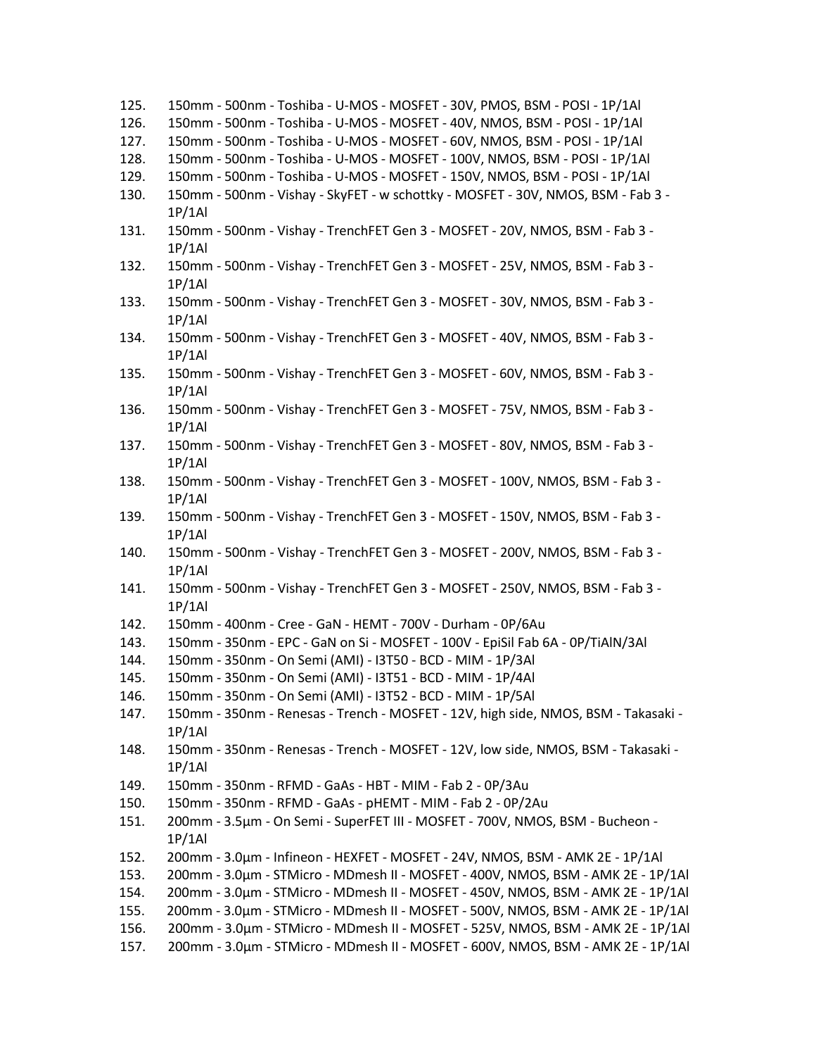125. 150mm - 500nm - Toshiba - U-MOS - MOSFET - 30V, PMOS, BSM - POSI - 1P/1Al
126. 150mm - 500nm - Toshiba - U-MOS - MOSFET - 40V, NMOS, BSM - POSI - 1P/1Al
127. 150mm - 500nm - Toshiba - U-MOS - MOSFET - 60V, NMOS, BSM - POSI - 1P/1Al
128. 150mm - 500nm - Toshiba - U-MOS - MOSFET - 100V, NMOS, BSM - POSI - 1P/1Al
129. 150mm - 500nm - Toshiba - U-MOS - MOSFET - 150V, NMOS, BSM - POSI - 1P/1Al
130. 150mm - 500nm - Vishay - SkyFET - w schottky - MOSFET - 30V, NMOS, BSM - Fab 3 - 1P/1Al
131. 150mm - 500nm - Vishay - TrenchFET Gen 3 - MOSFET - 20V, NMOS, BSM - Fab 3 - 1P/1Al
132. 150mm - 500nm - Vishay - TrenchFET Gen 3 - MOSFET - 25V, NMOS, BSM - Fab 3 - 1P/1Al
133. 150mm - 500nm - Vishay - TrenchFET Gen 3 - MOSFET - 30V, NMOS, BSM - Fab 3 - 1P/1Al
134. 150mm - 500nm - Vishay - TrenchFET Gen 3 - MOSFET - 40V, NMOS, BSM - Fab 3 - 1P/1Al
135. 150mm - 500nm - Vishay - TrenchFET Gen 3 - MOSFET - 60V, NMOS, BSM - Fab 3 - 1P/1Al
136. 150mm - 500nm - Vishay - TrenchFET Gen 3 - MOSFET - 75V, NMOS, BSM - Fab 3 - 1P/1Al
137. 150mm - 500nm - Vishay - TrenchFET Gen 3 - MOSFET - 80V, NMOS, BSM - Fab 3 - 1P/1Al
138. 150mm - 500nm - Vishay - TrenchFET Gen 3 - MOSFET - 100V, NMOS, BSM - Fab 3 - 1P/1Al
139. 150mm - 500nm - Vishay - TrenchFET Gen 3 - MOSFET - 150V, NMOS, BSM - Fab 3 - 1P/1Al
140. 150mm - 500nm - Vishay - TrenchFET Gen 3 - MOSFET - 200V, NMOS, BSM - Fab 3 - 1P/1Al
141. 150mm - 500nm - Vishay - TrenchFET Gen 3 - MOSFET - 250V, NMOS, BSM - Fab 3 - 1P/1Al
142. 150mm - 400nm - Cree - GaN - HEMT - 700V - Durham - 0P/6Au
143. 150mm - 350nm - EPC - GaN on Si - MOSFET - 100V - EpiSil Fab 6A - 0P/TiAlN/3Al
144. 150mm - 350nm - On Semi (AMI) - I3T50 - BCD - MIM - 1P/3Al
145. 150mm - 350nm - On Semi (AMI) - I3T51 - BCD - MIM - 1P/4Al
146. 150mm - 350nm - On Semi (AMI) - I3T52 - BCD - MIM - 1P/5Al
147. 150mm - 350nm - Renesas - Trench - MOSFET - 12V, high side, NMOS, BSM - Takasaki - 1P/1Al
148. 150mm - 350nm - Renesas - Trench - MOSFET - 12V, low side, NMOS, BSM - Takasaki - 1P/1Al
149. 150mm - 350nm - RFMD - GaAs - HBT - MIM - Fab 2 - 0P/3Au
150. 150mm - 350nm - RFMD - GaAs - pHEMT - MIM - Fab 2 - 0P/2Au
151. 200mm - 3.5µm - On Semi - SuperFET III - MOSFET - 700V, NMOS, BSM - Bucheon - 1P/1Al
152. 200mm - 3.0µm - Infineon - HEXFET - MOSFET - 24V, NMOS, BSM - AMK 2E - 1P/1Al
153. 200mm - 3.0µm - STMicro - MDmesh II - MOSFET - 400V, NMOS, BSM - AMK 2E - 1P/1Al
154. 200mm - 3.0µm - STMicro - MDmesh II - MOSFET - 450V, NMOS, BSM - AMK 2E - 1P/1Al
155. 200mm - 3.0µm - STMicro - MDmesh II - MOSFET - 500V, NMOS, BSM - AMK 2E - 1P/1Al
156. 200mm - 3.0µm - STMicro - MDmesh II - MOSFET - 525V, NMOS, BSM - AMK 2E - 1P/1Al
157. 200mm - 3.0µm - STMicro - MDmesh II - MOSFET - 600V, NMOS, BSM - AMK 2E - 1P/1Al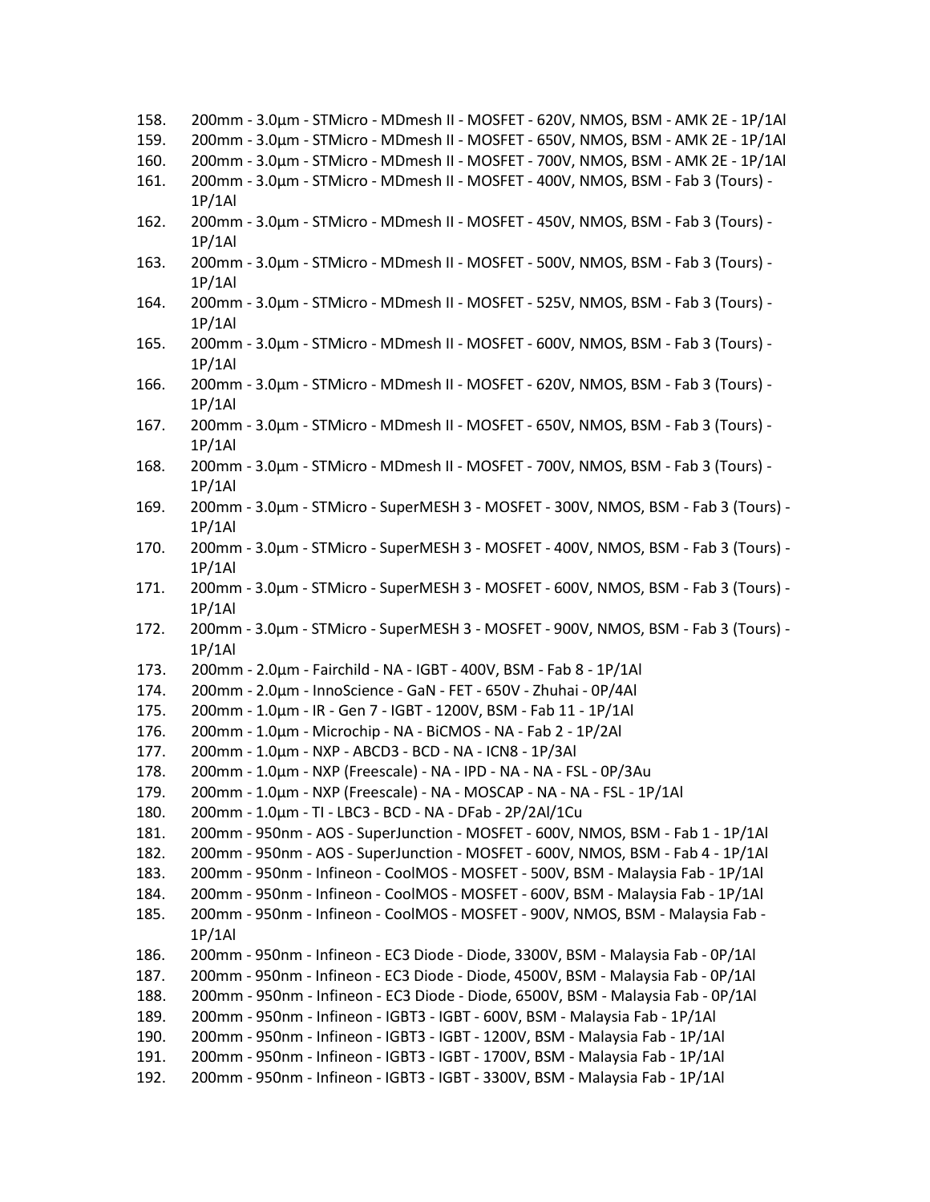158. 200mm - 3.0µm - STMicro - MDmesh II - MOSFET - 620V, NMOS, BSM - AMK 2E - 1P/1Al
159. 200mm - 3.0µm - STMicro - MDmesh II - MOSFET - 650V, NMOS, BSM - AMK 2E - 1P/1Al
160. 200mm - 3.0µm - STMicro - MDmesh II - MOSFET - 700V, NMOS, BSM - AMK 2E - 1P/1Al
161. 200mm - 3.0µm - STMicro - MDmesh II - MOSFET - 400V, NMOS, BSM - Fab 3 (Tours) - 1P/1Al
162. 200mm - 3.0µm - STMicro - MDmesh II - MOSFET - 450V, NMOS, BSM - Fab 3 (Tours) - 1P/1Al
163. 200mm - 3.0µm - STMicro - MDmesh II - MOSFET - 500V, NMOS, BSM - Fab 3 (Tours) - 1P/1Al
164. 200mm - 3.0µm - STMicro - MDmesh II - MOSFET - 525V, NMOS, BSM - Fab 3 (Tours) - 1P/1Al
165. 200mm - 3.0µm - STMicro - MDmesh II - MOSFET - 600V, NMOS, BSM - Fab 3 (Tours) - 1P/1Al
166. 200mm - 3.0µm - STMicro - MDmesh II - MOSFET - 620V, NMOS, BSM - Fab 3 (Tours) - 1P/1Al
167. 200mm - 3.0µm - STMicro - MDmesh II - MOSFET - 650V, NMOS, BSM - Fab 3 (Tours) - 1P/1Al
168. 200mm - 3.0µm - STMicro - MDmesh II - MOSFET - 700V, NMOS, BSM - Fab 3 (Tours) - 1P/1Al
169. 200mm - 3.0µm - STMicro - SuperMESH 3 - MOSFET - 300V, NMOS, BSM - Fab 3 (Tours) - 1P/1Al
170. 200mm - 3.0µm - STMicro - SuperMESH 3 - MOSFET - 400V, NMOS, BSM - Fab 3 (Tours) - 1P/1Al
171. 200mm - 3.0µm - STMicro - SuperMESH 3 - MOSFET - 600V, NMOS, BSM - Fab 3 (Tours) - 1P/1Al
172. 200mm - 3.0µm - STMicro - SuperMESH 3 - MOSFET - 900V, NMOS, BSM - Fab 3 (Tours) - 1P/1Al
173. 200mm - 2.0µm - Fairchild - NA - IGBT - 400V, BSM - Fab 8 - 1P/1Al
174. 200mm - 2.0µm - InnoScience - GaN - FET - 650V - Zhuhai - 0P/4Al
175. 200mm - 1.0µm - IR - Gen 7 - IGBT - 1200V, BSM - Fab 11 - 1P/1Al
176. 200mm - 1.0µm - Microchip - NA - BiCMOS - NA - Fab 2 - 1P/2Al
177. 200mm - 1.0µm - NXP - ABCD3 - BCD - NA - ICN8 - 1P/3Al
178. 200mm - 1.0µm - NXP (Freescale) - NA - IPD - NA - NA - FSL - 0P/3Au
179. 200mm - 1.0µm - NXP (Freescale) - NA - MOSCAP - NA - NA - FSL - 1P/1Al
180. 200mm - 1.0µm - TI - LBC3 - BCD - NA - DFab - 2P/2Al/1Cu
181. 200mm - 950nm - AOS - SuperJunction - MOSFET - 600V, NMOS, BSM - Fab 1 - 1P/1Al
182. 200mm - 950nm - AOS - SuperJunction - MOSFET - 600V, NMOS, BSM - Fab 4 - 1P/1Al
183. 200mm - 950nm - Infineon - CoolMOS - MOSFET - 500V, BSM - Malaysia Fab - 1P/1Al
184. 200mm - 950nm - Infineon - CoolMOS - MOSFET - 600V, BSM - Malaysia Fab - 1P/1Al
185. 200mm - 950nm - Infineon - CoolMOS - MOSFET - 900V, NMOS, BSM - Malaysia Fab - 1P/1Al
186. 200mm - 950nm - Infineon - EC3 Diode - Diode, 3300V, BSM - Malaysia Fab - 0P/1Al
187. 200mm - 950nm - Infineon - EC3 Diode - Diode, 4500V, BSM - Malaysia Fab - 0P/1Al
188. 200mm - 950nm - Infineon - EC3 Diode - Diode, 6500V, BSM - Malaysia Fab - 0P/1Al
189. 200mm - 950nm - Infineon - IGBT3 - IGBT - 600V, BSM - Malaysia Fab - 1P/1Al
190. 200mm - 950nm - Infineon - IGBT3 - IGBT - 1200V, BSM - Malaysia Fab - 1P/1Al
191. 200mm - 950nm - Infineon - IGBT3 - IGBT - 1700V, BSM - Malaysia Fab - 1P/1Al
192. 200mm - 950nm - Infineon - IGBT3 - IGBT - 3300V, BSM - Malaysia Fab - 1P/1Al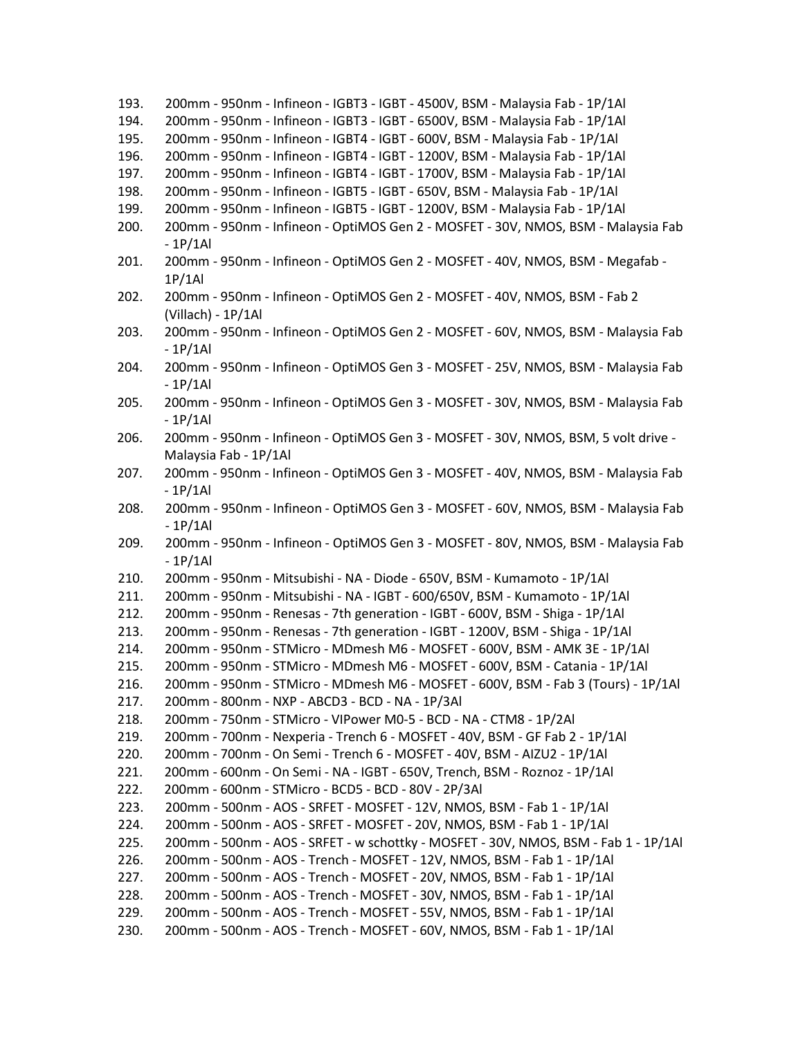193. 200mm - 950nm - Infineon - IGBT3 - IGBT - 4500V, BSM - Malaysia Fab - 1P/1Al
194. 200mm - 950nm - Infineon - IGBT3 - IGBT - 6500V, BSM - Malaysia Fab - 1P/1Al
195. 200mm - 950nm - Infineon - IGBT4 - IGBT - 600V, BSM - Malaysia Fab - 1P/1Al
196. 200mm - 950nm - Infineon - IGBT4 - IGBT - 1200V, BSM - Malaysia Fab - 1P/1Al
197. 200mm - 950nm - Infineon - IGBT4 - IGBT - 1700V, BSM - Malaysia Fab - 1P/1Al
198. 200mm - 950nm - Infineon - IGBT5 - IGBT - 650V, BSM - Malaysia Fab - 1P/1Al
199. 200mm - 950nm - Infineon - IGBT5 - IGBT - 1200V, BSM - Malaysia Fab - 1P/1Al
200. 200mm - 950nm - Infineon - OptiMOS Gen 2 - MOSFET - 30V, NMOS, BSM - Malaysia Fab - 1P/1Al
201. 200mm - 950nm - Infineon - OptiMOS Gen 2 - MOSFET - 40V, NMOS, BSM - Megafab - 1P/1Al
202. 200mm - 950nm - Infineon - OptiMOS Gen 2 - MOSFET - 40V, NMOS, BSM - Fab 2 (Villach) - 1P/1Al
203. 200mm - 950nm - Infineon - OptiMOS Gen 2 - MOSFET - 60V, NMOS, BSM - Malaysia Fab - 1P/1Al
204. 200mm - 950nm - Infineon - OptiMOS Gen 3 - MOSFET - 25V, NMOS, BSM - Malaysia Fab - 1P/1Al
205. 200mm - 950nm - Infineon - OptiMOS Gen 3 - MOSFET - 30V, NMOS, BSM - Malaysia Fab - 1P/1Al
206. 200mm - 950nm - Infineon - OptiMOS Gen 3 - MOSFET - 30V, NMOS, BSM, 5 volt drive - Malaysia Fab - 1P/1Al
207. 200mm - 950nm - Infineon - OptiMOS Gen 3 - MOSFET - 40V, NMOS, BSM - Malaysia Fab - 1P/1Al
208. 200mm - 950nm - Infineon - OptiMOS Gen 3 - MOSFET - 60V, NMOS, BSM - Malaysia Fab - 1P/1Al
209. 200mm - 950nm - Infineon - OptiMOS Gen 3 - MOSFET - 80V, NMOS, BSM - Malaysia Fab - 1P/1Al
210. 200mm - 950nm - Mitsubishi - NA - Diode - 650V, BSM - Kumamoto - 1P/1Al
211. 200mm - 950nm - Mitsubishi - NA - IGBT - 600/650V, BSM - Kumamoto - 1P/1Al
212. 200mm - 950nm - Renesas - 7th generation - IGBT - 600V, BSM - Shiga - 1P/1Al
213. 200mm - 950nm - Renesas - 7th generation - IGBT - 1200V, BSM - Shiga - 1P/1Al
214. 200mm - 950nm - STMicro - MDmesh M6 - MOSFET - 600V, BSM - AMK 3E - 1P/1Al
215. 200mm - 950nm - STMicro - MDmesh M6 - MOSFET - 600V, BSM - Catania - 1P/1Al
216. 200mm - 950nm - STMicro - MDmesh M6 - MOSFET - 600V, BSM - Fab 3 (Tours) - 1P/1Al
217. 200mm - 800nm - NXP - ABCD3 - BCD - NA - 1P/3Al
218. 200mm - 750nm - STMicro - VIPower M0-5 - BCD - NA - CTM8 - 1P/2Al
219. 200mm - 700nm - Nexperia - Trench 6 - MOSFET - 40V, BSM - GF Fab 2 - 1P/1Al
220. 200mm - 700nm - On Semi - Trench 6 - MOSFET - 40V, BSM - AIZU2 - 1P/1Al
221. 200mm - 600nm - On Semi - NA - IGBT - 650V, Trench, BSM - Roznoz - 1P/1Al
222. 200mm - 600nm - STMicro - BCD5 - BCD - 80V - 2P/3Al
223. 200mm - 500nm - AOS - SRFET - MOSFET - 12V, NMOS, BSM - Fab 1 - 1P/1Al
224. 200mm - 500nm - AOS - SRFET - MOSFET - 20V, NMOS, BSM - Fab 1 - 1P/1Al
225. 200mm - 500nm - AOS - SRFET - w schottky - MOSFET - 30V, NMOS, BSM - Fab 1 - 1P/1Al
226. 200mm - 500nm - AOS - Trench - MOSFET - 12V, NMOS, BSM - Fab 1 - 1P/1Al
227. 200mm - 500nm - AOS - Trench - MOSFET - 20V, NMOS, BSM - Fab 1 - 1P/1Al
228. 200mm - 500nm - AOS - Trench - MOSFET - 30V, NMOS, BSM - Fab 1 - 1P/1Al
229. 200mm - 500nm - AOS - Trench - MOSFET - 55V, NMOS, BSM - Fab 1 - 1P/1Al
230. 200mm - 500nm - AOS - Trench - MOSFET - 60V, NMOS, BSM - Fab 1 - 1P/1Al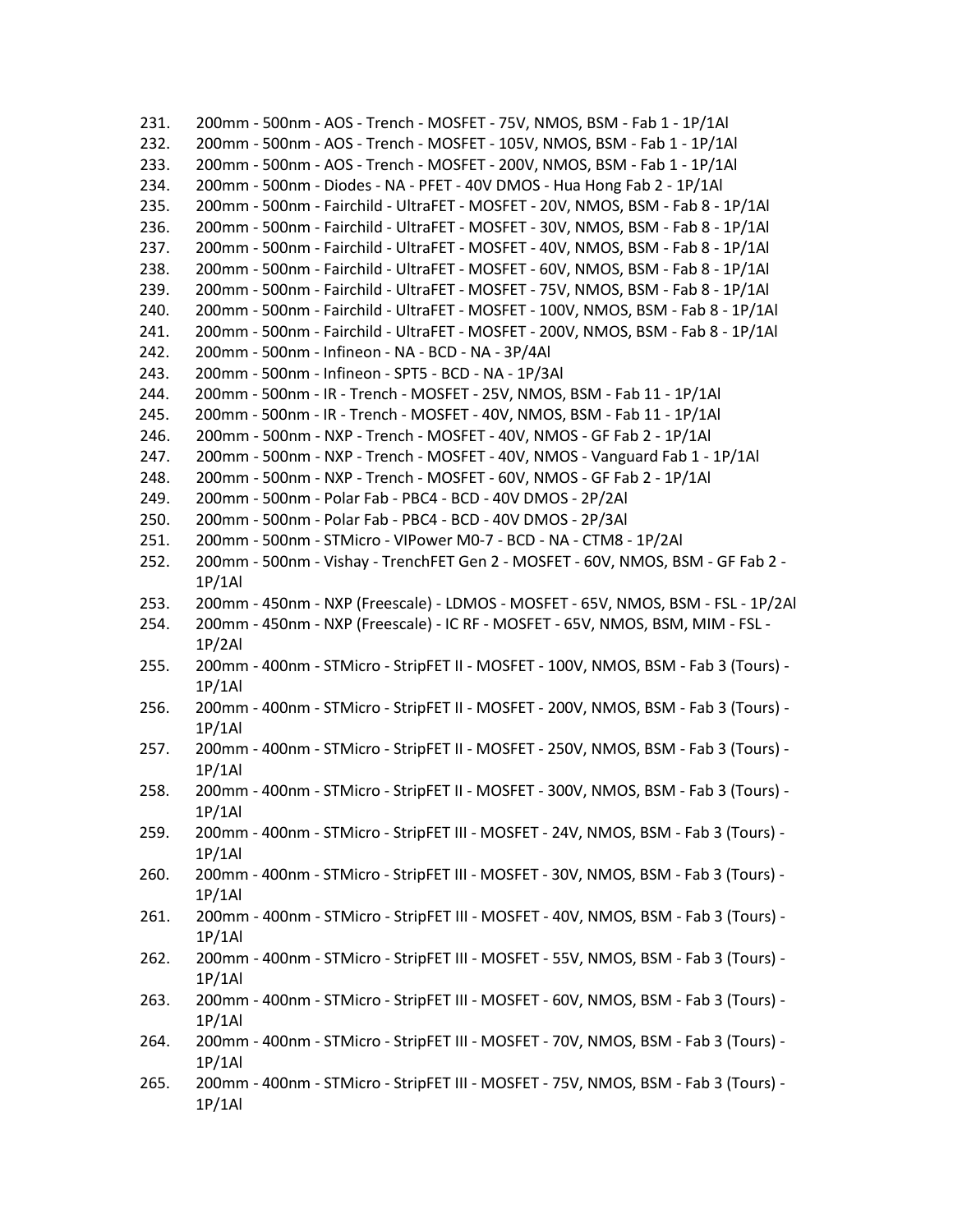231. 200mm - 500nm - AOS - Trench - MOSFET - 75V, NMOS, BSM - Fab 1 - 1P/1Al
232. 200mm - 500nm - AOS - Trench - MOSFET - 105V, NMOS, BSM - Fab 1 - 1P/1Al
233. 200mm - 500nm - AOS - Trench - MOSFET - 200V, NMOS, BSM - Fab 1 - 1P/1Al
234. 200mm - 500nm - Diodes - NA - PFET - 40V DMOS - Hua Hong Fab 2 - 1P/1Al
235. 200mm - 500nm - Fairchild - UltraFET - MOSFET - 20V, NMOS, BSM - Fab 8 - 1P/1Al
236. 200mm - 500nm - Fairchild - UltraFET - MOSFET - 30V, NMOS, BSM - Fab 8 - 1P/1Al
237. 200mm - 500nm - Fairchild - UltraFET - MOSFET - 40V, NMOS, BSM - Fab 8 - 1P/1Al
238. 200mm - 500nm - Fairchild - UltraFET - MOSFET - 60V, NMOS, BSM - Fab 8 - 1P/1Al
239. 200mm - 500nm - Fairchild - UltraFET - MOSFET - 75V, NMOS, BSM - Fab 8 - 1P/1Al
240. 200mm - 500nm - Fairchild - UltraFET - MOSFET - 100V, NMOS, BSM - Fab 8 - 1P/1Al
241. 200mm - 500nm - Fairchild - UltraFET - MOSFET - 200V, NMOS, BSM - Fab 8 - 1P/1Al
242. 200mm - 500nm - Infineon - NA - BCD - NA - 3P/4Al
243. 200mm - 500nm - Infineon - SPT5 - BCD - NA - 1P/3Al
244. 200mm - 500nm - IR - Trench - MOSFET - 25V, NMOS, BSM - Fab 11 - 1P/1Al
245. 200mm - 500nm - IR - Trench - MOSFET - 40V, NMOS, BSM - Fab 11 - 1P/1Al
246. 200mm - 500nm - NXP - Trench - MOSFET - 40V, NMOS - GF Fab 2 - 1P/1Al
247. 200mm - 500nm - NXP - Trench - MOSFET - 40V, NMOS - Vanguard Fab 1 - 1P/1Al
248. 200mm - 500nm - NXP - Trench - MOSFET - 60V, NMOS - GF Fab 2 - 1P/1Al
249. 200mm - 500nm - Polar Fab - PBC4 - BCD - 40V DMOS - 2P/2Al
250. 200mm - 500nm - Polar Fab - PBC4 - BCD - 40V DMOS - 2P/3Al
251. 200mm - 500nm - STMicro - VIPower M0-7 - BCD - NA - CTM8 - 1P/2Al
252. 200mm - 500nm - Vishay - TrenchFET Gen 2 - MOSFET - 60V, NMOS, BSM - GF Fab 2 - 1P/1Al
253. 200mm - 450nm - NXP (Freescale) - LDMOS - MOSFET - 65V, NMOS, BSM - FSL - 1P/2Al
254. 200mm - 450nm - NXP (Freescale) - IC RF - MOSFET - 65V, NMOS, BSM, MIM - FSL - 1P/2Al
255. 200mm - 400nm - STMicro - StripFET II - MOSFET - 100V, NMOS, BSM - Fab 3 (Tours) - 1P/1Al
256. 200mm - 400nm - STMicro - StripFET II - MOSFET - 200V, NMOS, BSM - Fab 3 (Tours) - 1P/1Al
257. 200mm - 400nm - STMicro - StripFET II - MOSFET - 250V, NMOS, BSM - Fab 3 (Tours) - 1P/1Al
258. 200mm - 400nm - STMicro - StripFET II - MOSFET - 300V, NMOS, BSM - Fab 3 (Tours) - 1P/1Al
259. 200mm - 400nm - STMicro - StripFET III - MOSFET - 24V, NMOS, BSM - Fab 3 (Tours) - 1P/1Al
260. 200mm - 400nm - STMicro - StripFET III - MOSFET - 30V, NMOS, BSM - Fab 3 (Tours) - 1P/1Al
261. 200mm - 400nm - STMicro - StripFET III - MOSFET - 40V, NMOS, BSM - Fab 3 (Tours) - 1P/1Al
262. 200mm - 400nm - STMicro - StripFET III - MOSFET - 55V, NMOS, BSM - Fab 3 (Tours) - 1P/1Al
263. 200mm - 400nm - STMicro - StripFET III - MOSFET - 60V, NMOS, BSM - Fab 3 (Tours) - 1P/1Al
264. 200mm - 400nm - STMicro - StripFET III - MOSFET - 70V, NMOS, BSM - Fab 3 (Tours) - 1P/1Al
265. 200mm - 400nm - STMicro - StripFET III - MOSFET - 75V, NMOS, BSM - Fab 3 (Tours) - 1P/1Al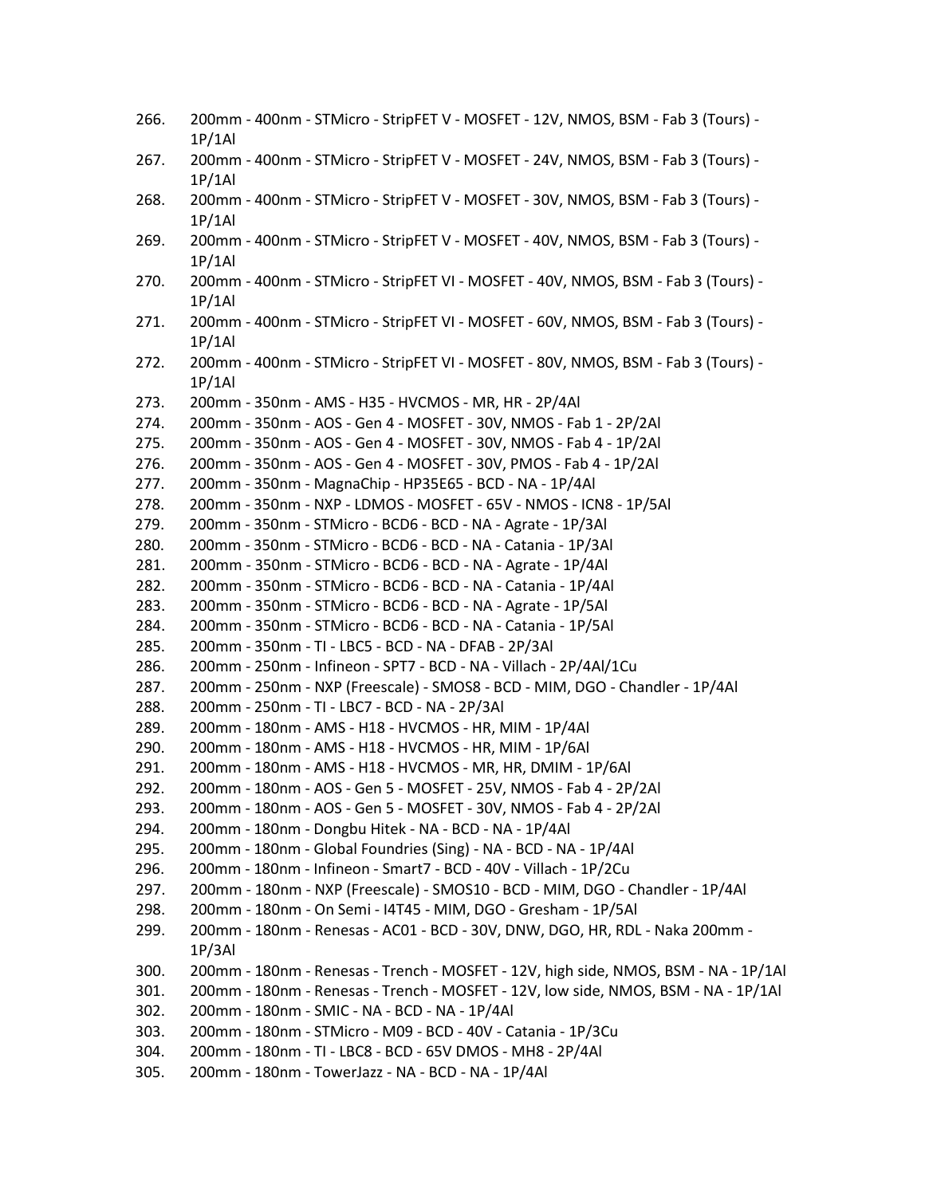266. 200mm - 400nm - STMicro - StripFET V - MOSFET - 12V, NMOS, BSM - Fab 3 (Tours) - 1P/1Al
267. 200mm - 400nm - STMicro - StripFET V - MOSFET - 24V, NMOS, BSM - Fab 3 (Tours) - 1P/1Al
268. 200mm - 400nm - STMicro - StripFET V - MOSFET - 30V, NMOS, BSM - Fab 3 (Tours) - 1P/1Al
269. 200mm - 400nm - STMicro - StripFET V - MOSFET - 40V, NMOS, BSM - Fab 3 (Tours) - 1P/1Al
270. 200mm - 400nm - STMicro - StripFET VI - MOSFET - 40V, NMOS, BSM - Fab 3 (Tours) - 1P/1Al
271. 200mm - 400nm - STMicro - StripFET VI - MOSFET - 60V, NMOS, BSM - Fab 3 (Tours) - 1P/1Al
272. 200mm - 400nm - STMicro - StripFET VI - MOSFET - 80V, NMOS, BSM - Fab 3 (Tours) - 1P/1Al
273. 200mm - 350nm - AMS - H35 - HVCMOS - MR, HR - 2P/4Al
274. 200mm - 350nm - AOS - Gen 4 - MOSFET - 30V, NMOS - Fab 1 - 2P/2Al
275. 200mm - 350nm - AOS - Gen 4 - MOSFET - 30V, NMOS - Fab 4 - 1P/2Al
276. 200mm - 350nm - AOS - Gen 4 - MOSFET - 30V, PMOS - Fab 4 - 1P/2Al
277. 200mm - 350nm - MagnaChip - HP35E65 - BCD - NA - 1P/4Al
278. 200mm - 350nm - NXP - LDMOS - MOSFET - 65V - NMOS - ICN8 - 1P/5Al
279. 200mm - 350nm - STMicro - BCD6 - BCD - NA - Agrate - 1P/3Al
280. 200mm - 350nm - STMicro - BCD6 - BCD - NA - Catania - 1P/3Al
281. 200mm - 350nm - STMicro - BCD6 - BCD - NA - Agrate - 1P/4Al
282. 200mm - 350nm - STMicro - BCD6 - BCD - NA - Catania - 1P/4Al
283. 200mm - 350nm - STMicro - BCD6 - BCD - NA - Agrate - 1P/5Al
284. 200mm - 350nm - STMicro - BCD6 - BCD - NA - Catania - 1P/5Al
285. 200mm - 350nm - TI - LBC5 - BCD - NA - DFAB - 2P/3Al
286. 200mm - 250nm - Infineon - SPT7 - BCD - NA - Villach - 2P/4Al/1Cu
287. 200mm - 250nm - NXP (Freescale) - SMOS8 - BCD - MIM, DGO - Chandler - 1P/4Al
288. 200mm - 250nm - TI - LBC7 - BCD - NA - 2P/3Al
289. 200mm - 180nm - AMS - H18 - HVCMOS - HR, MIM - 1P/4Al
290. 200mm - 180nm - AMS - H18 - HVCMOS - HR, MIM - 1P/6Al
291. 200mm - 180nm - AMS - H18 - HVCMOS - MR, HR, DMIM - 1P/6Al
292. 200mm - 180nm - AOS - Gen 5 - MOSFET - 25V, NMOS - Fab 4 - 2P/2Al
293. 200mm - 180nm - AOS - Gen 5 - MOSFET - 30V, NMOS - Fab 4 - 2P/2Al
294. 200mm - 180nm - Dongbu Hitek - NA - BCD - NA - 1P/4Al
295. 200mm - 180nm - Global Foundries (Sing) - NA - BCD - NA - 1P/4Al
296. 200mm - 180nm - Infineon - Smart7 - BCD - 40V - Villach - 1P/2Cu
297. 200mm - 180nm - NXP (Freescale) - SMOS10 - BCD - MIM, DGO - Chandler - 1P/4Al
298. 200mm - 180nm - On Semi - I4T45 - MIM, DGO - Gresham - 1P/5Al
299. 200mm - 180nm - Renesas - AC01 - BCD - 30V, DNW, DGO, HR, RDL - Naka 200mm - 1P/3Al
300. 200mm - 180nm - Renesas - Trench - MOSFET - 12V, high side, NMOS, BSM - NA - 1P/1Al
301. 200mm - 180nm - Renesas - Trench - MOSFET - 12V, low side, NMOS, BSM - NA - 1P/1Al
302. 200mm - 180nm - SMIC - NA - BCD - NA - 1P/4Al
303. 200mm - 180nm - STMicro - M09 - BCD - 40V - Catania - 1P/3Cu
304. 200mm - 180nm - TI - LBC8 - BCD - 65V DMOS - MH8 - 2P/4Al
305. 200mm - 180nm - TowerJazz - NA - BCD - NA - 1P/4Al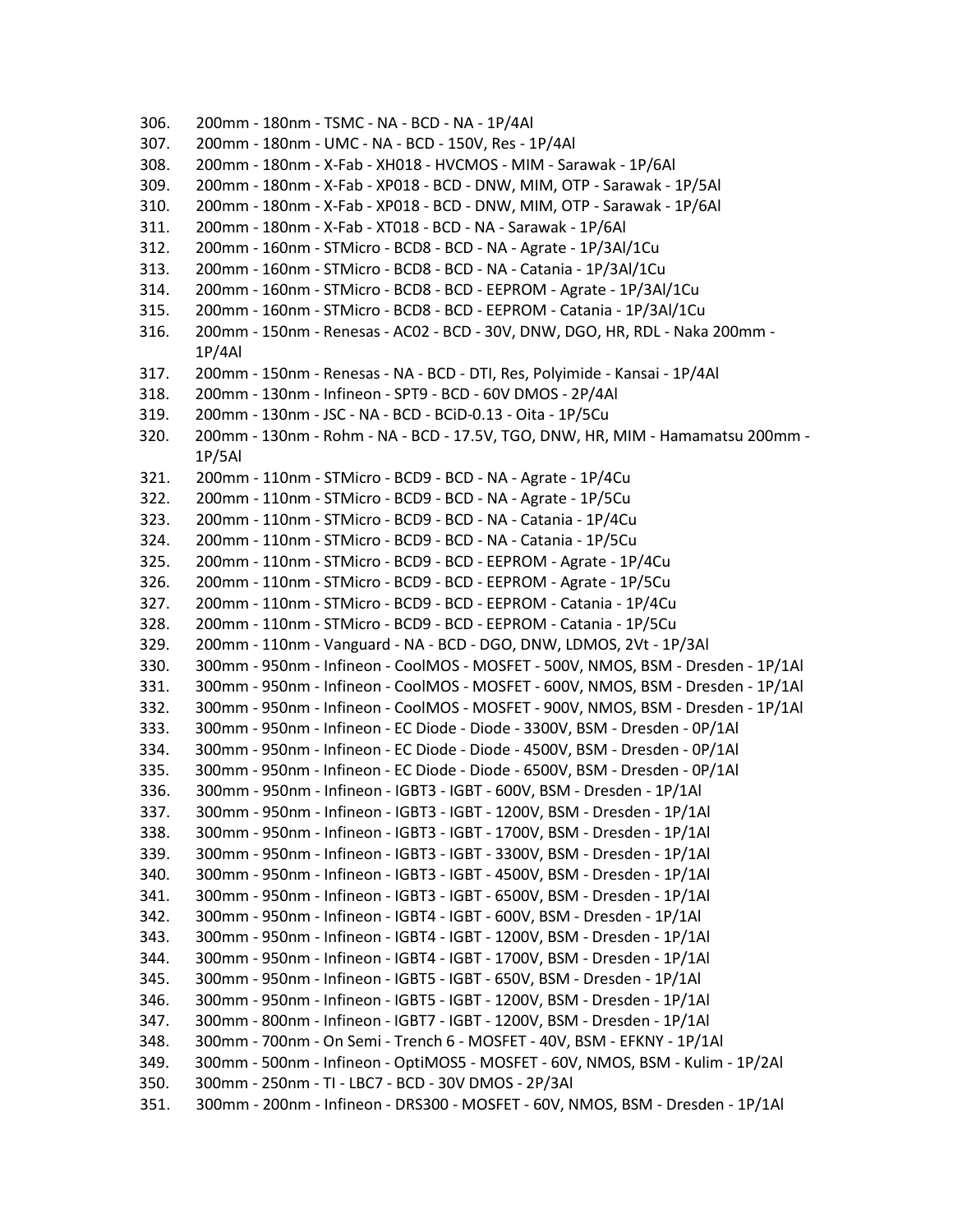306. 200mm - 180nm - TSMC - NA - BCD - NA - 1P/4Al
307. 200mm - 180nm - UMC - NA - BCD - 150V, Res - 1P/4Al
308. 200mm - 180nm - X-Fab - XH018 - HVCMOS - MIM - Sarawak - 1P/6Al
309. 200mm - 180nm - X-Fab - XP018 - BCD - DNW, MIM, OTP - Sarawak - 1P/5Al
310. 200mm - 180nm - X-Fab - XP018 - BCD - DNW, MIM, OTP - Sarawak - 1P/6Al
311. 200mm - 180nm - X-Fab - XT018 - BCD - NA - Sarawak - 1P/6Al
312. 200mm - 160nm - STMicro - BCD8 - BCD - NA - Agrate - 1P/3Al/1Cu
313. 200mm - 160nm - STMicro - BCD8 - BCD - NA - Catania - 1P/3Al/1Cu
314. 200mm - 160nm - STMicro - BCD8 - BCD - EEPROM - Agrate - 1P/3Al/1Cu
315. 200mm - 160nm - STMicro - BCD8 - BCD - EEPROM - Catania - 1P/3Al/1Cu
316. 200mm - 150nm - Renesas - AC02 - BCD - 30V, DNW, DGO, HR, RDL - Naka 200mm - 1P/4Al
317. 200mm - 150nm - Renesas - NA - BCD - DTI, Res, Polyimide - Kansai - 1P/4Al
318. 200mm - 130nm - Infineon - SPT9 - BCD - 60V DMOS - 2P/4Al
319. 200mm - 130nm - JSC - NA - BCD - BCiD-0.13 - Oita - 1P/5Cu
320. 200mm - 130nm - Rohm - NA - BCD - 17.5V, TGO, DNW, HR, MIM - Hamamatsu 200mm - 1P/5Al
321. 200mm - 110nm - STMicro - BCD9 - BCD - NA - Agrate - 1P/4Cu
322. 200mm - 110nm - STMicro - BCD9 - BCD - NA - Agrate - 1P/5Cu
323. 200mm - 110nm - STMicro - BCD9 - BCD - NA - Catania - 1P/4Cu
324. 200mm - 110nm - STMicro - BCD9 - BCD - NA - Catania - 1P/5Cu
325. 200mm - 110nm - STMicro - BCD9 - BCD - EEPROM - Agrate - 1P/4Cu
326. 200mm - 110nm - STMicro - BCD9 - BCD - EEPROM - Agrate - 1P/5Cu
327. 200mm - 110nm - STMicro - BCD9 - BCD - EEPROM - Catania - 1P/4Cu
328. 200mm - 110nm - STMicro - BCD9 - BCD - EEPROM - Catania - 1P/5Cu
329. 200mm - 110nm - Vanguard - NA - BCD - DGO, DNW, LDMOS, 2Vt - 1P/3Al
330. 300mm - 950nm - Infineon - CoolMOS - MOSFET - 500V, NMOS, BSM - Dresden - 1P/1Al
331. 300mm - 950nm - Infineon - CoolMOS - MOSFET - 600V, NMOS, BSM - Dresden - 1P/1Al
332. 300mm - 950nm - Infineon - CoolMOS - MOSFET - 900V, NMOS, BSM - Dresden - 1P/1Al
333. 300mm - 950nm - Infineon - EC Diode - Diode - 3300V, BSM - Dresden - 0P/1Al
334. 300mm - 950nm - Infineon - EC Diode - Diode - 4500V, BSM - Dresden - 0P/1Al
335. 300mm - 950nm - Infineon - EC Diode - Diode - 6500V, BSM - Dresden - 0P/1Al
336. 300mm - 950nm - Infineon - IGBT3 - IGBT - 600V, BSM - Dresden - 1P/1Al
337. 300mm - 950nm - Infineon - IGBT3 - IGBT - 1200V, BSM - Dresden - 1P/1Al
338. 300mm - 950nm - Infineon - IGBT3 - IGBT - 1700V, BSM - Dresden - 1P/1Al
339. 300mm - 950nm - Infineon - IGBT3 - IGBT - 3300V, BSM - Dresden - 1P/1Al
340. 300mm - 950nm - Infineon - IGBT3 - IGBT - 4500V, BSM - Dresden - 1P/1Al
341. 300mm - 950nm - Infineon - IGBT3 - IGBT - 6500V, BSM - Dresden - 1P/1Al
342. 300mm - 950nm - Infineon - IGBT4 - IGBT - 600V, BSM - Dresden - 1P/1Al
343. 300mm - 950nm - Infineon - IGBT4 - IGBT - 1200V, BSM - Dresden - 1P/1Al
344. 300mm - 950nm - Infineon - IGBT4 - IGBT - 1700V, BSM - Dresden - 1P/1Al
345. 300mm - 950nm - Infineon - IGBT5 - IGBT - 650V, BSM - Dresden - 1P/1Al
346. 300mm - 950nm - Infineon - IGBT5 - IGBT - 1200V, BSM - Dresden - 1P/1Al
347. 300mm - 800nm - Infineon - IGBT7 - IGBT - 1200V, BSM - Dresden - 1P/1Al
348. 300mm - 700nm - On Semi - Trench 6 - MOSFET - 40V, BSM - EFKNY - 1P/1Al
349. 300mm - 500nm - Infineon - OptiMOS5 - MOSFET - 60V, NMOS, BSM - Kulim - 1P/2Al
350. 300mm - 250nm - TI - LBC7 - BCD - 30V DMOS - 2P/3Al
351. 300mm - 200nm - Infineon - DRS300 - MOSFET - 60V, NMOS, BSM - Dresden - 1P/1Al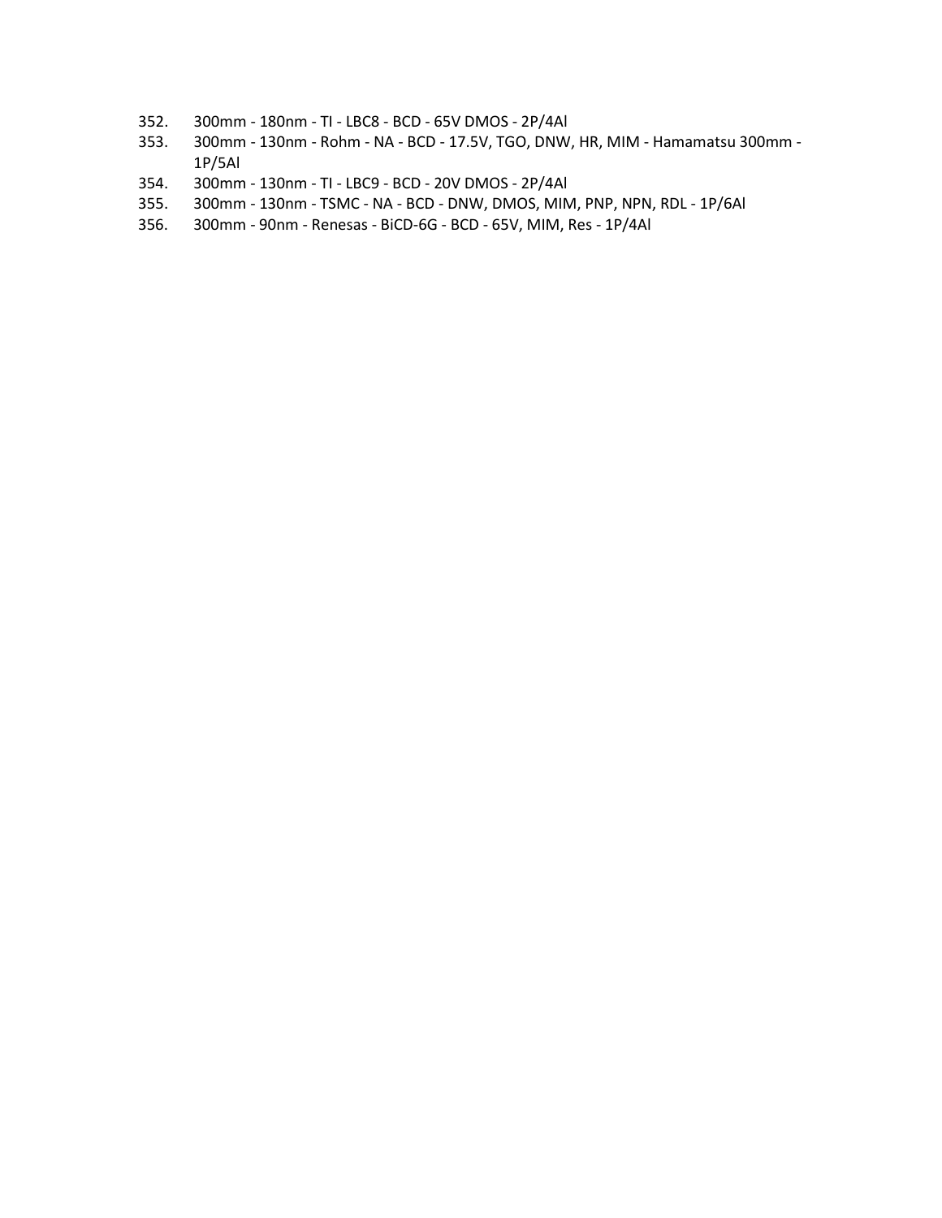352. 300mm - 180nm - TI - LBC8 - BCD - 65V DMOS - 2P/4Al
353. 300mm - 130nm - Rohm - NA - BCD - 17.5V, TGO, DNW, HR, MIM - Hamamatsu 300mm - 1P/5Al
354. 300mm - 130nm - TI - LBC9 - BCD - 20V DMOS - 2P/4Al
355. 300mm - 130nm - TSMC - NA - BCD - DNW, DMOS, MIM, PNP, NPN, RDL - 1P/6Al
356. 300mm - 90nm - Renesas - BiCD-6G - BCD - 65V, MIM, Res - 1P/4Al